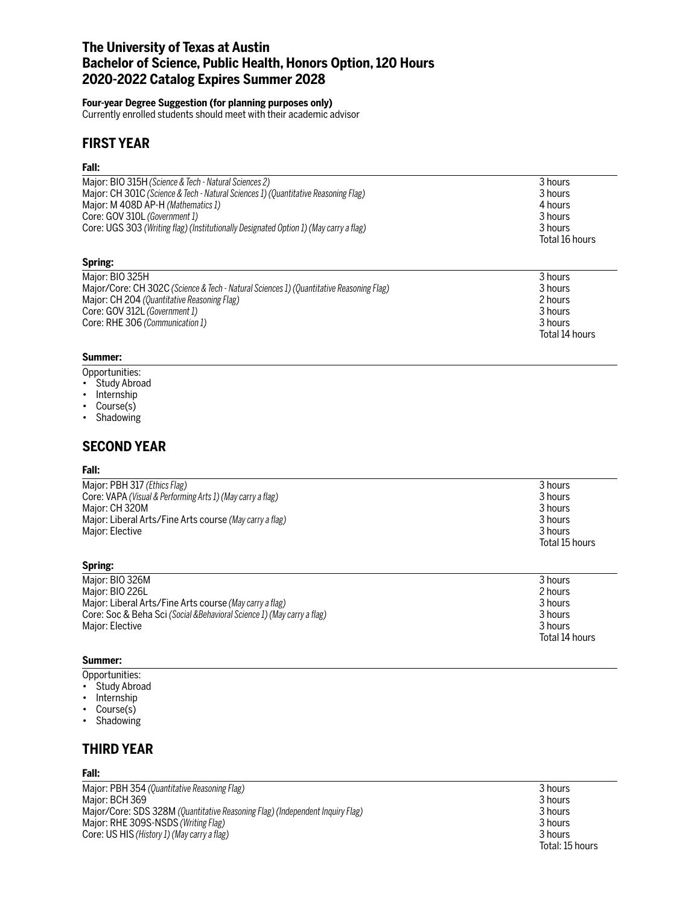# The University of Texas at Austin
# Bachelor of Science, Public Health, Honors Option, 120 Hours
# 2020-2022 Catalog Expires Summer 2028

**Four-year Degree Suggestion (for planning purposes only)**
Currently enrolled students should meet with their academic advisor

## FIRST YEAR

### Fall:

| | |
|---|---|
| Major: BIO 315H *(Science & Tech - Natural Sciences 2)* | 3 hours |
| Major: CH 301C *(Science & Tech - Natural Sciences 1) (Quantitative Reasoning Flag)* | 3 hours |
| Major: M 408D AP-H *(Mathematics 1)* | 4 hours |
| Core: GOV 310L *(Government 1)* | 3 hours |
| Core: UGS 303 *(Writing flag) (Institutionally Designated Option 1) (May carry a flag)* | 3 hours |
| | Total 16 hours |

### Spring:

| | |
|---|---|
| Major: BIO 325H | 3 hours |
| Major/Core: CH 302C *(Science & Tech - Natural Sciences 1) (Quantitative Reasoning Flag)* | 3 hours |
| Major: CH 204 *(Quantitative Reasoning Flag)* | 2 hours |
| Core: GOV 312L *(Government 1)* | 3 hours |
| Core: RHE 306 *(Communication 1)* | 3 hours |
| | Total 14 hours |

### Summer:

Opportunities:
- Study Abroad
- Internship
- Course(s)
- Shadowing

## SECOND YEAR

### Fall:

| | |
|---|---|
| Major: PBH 317 *(Ethics Flag)* | 3 hours |
| Core: VAPA *(Visual & Performing Arts 1) (May carry a flag)* | 3 hours |
| Major: CH 320M | 3 hours |
| Major: Liberal Arts/Fine Arts course *(May carry a flag)* | 3 hours |
| Major: Elective | 3 hours |
| | Total 15 hours |

### Spring:

| | |
|---|---|
| Major: BIO 326M | 3 hours |
| Major: BIO 226L | 2 hours |
| Major: Liberal Arts/Fine Arts course *(May carry a flag)* | 3 hours |
| Core: Soc & Beha Sci *(Social &Behavioral Science 1) (May carry a flag)* | 3 hours |
| Major: Elective | 3 hours |
| | Total 14 hours |

### Summer:

Opportunities:
- Study Abroad
- Internship
- Course(s)
- Shadowing

## THIRD YEAR

### Fall:

| | |
|---|---|
| Major: PBH 354 *(Quantitative Reasoning Flag)* | 3 hours |
| Major: BCH 369 | 3 hours |
| Major/Core: SDS 328M *(Quantitative Reasoning Flag) (Independent Inquiry Flag)* | 3 hours |
| Major: RHE 309S-NSDS *(Writing Flag)* | 3 hours |
| Core: US HIS *(History 1) (May carry a flag)* | 3 hours |
| | Total: 15 hours |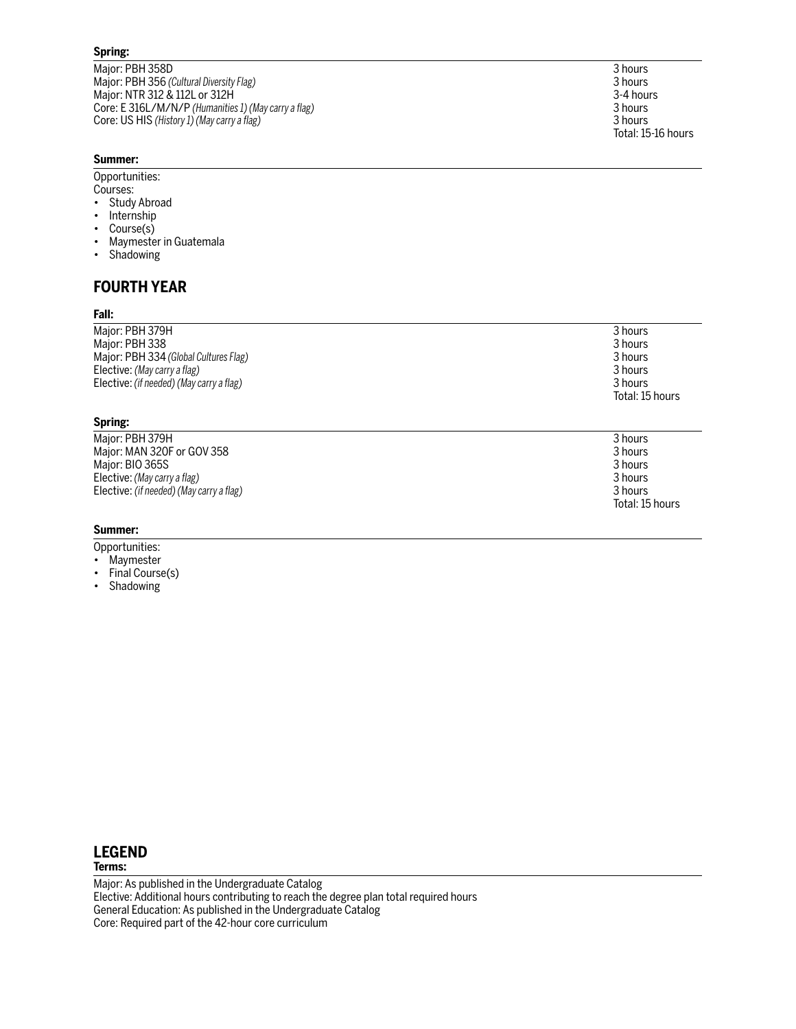**Spring:**

| | |
|---|---|
| Major: PBH 358D | 3 hours |
| Major: PBH 356 *(Cultural Diversity Flag)* | 3 hours |
| Major: NTR 312 & 112L or 312H | 3-4 hours |
| Core: E 316L/M/N/P *(Humanities 1) (May carry a flag)* | 3 hours |
| Core: US HIS *(History 1) (May carry a flag)* | 3 hours |
| | Total: 15-16 hours |

**Summer:**

Opportunities:
Courses:
- Study Abroad
- Internship
- Course(s)
- Maymester in Guatemala
- Shadowing

## FOURTH YEAR

**Fall:**

| | |
|---|---|
| Major: PBH 379H | 3 hours |
| Major: PBH 338 | 3 hours |
| Major: PBH 334 *(Global Cultures Flag)* | 3 hours |
| Elective: *(May carry a flag)* | 3 hours |
| Elective: *(if needed) (May carry a flag)* | 3 hours |
| | Total: 15 hours |

**Spring:**

| | |
|---|---|
| Major: PBH 379H | 3 hours |
| Major: MAN 320F or GOV 358 | 3 hours |
| Major: BIO 365S | 3 hours |
| Elective: *(May carry a flag)* | 3 hours |
| Elective: *(if needed) (May carry a flag)* | 3 hours |
| | Total: 15 hours |

**Summer:**

Opportunities:
- Maymester
- Final Course(s)
- Shadowing

## LEGEND

**Terms:**

Major: As published in the Undergraduate Catalog
Elective: Additional hours contributing to reach the degree plan total required hours
General Education: As published in the Undergraduate Catalog
Core: Required part of the 42-hour core curriculum